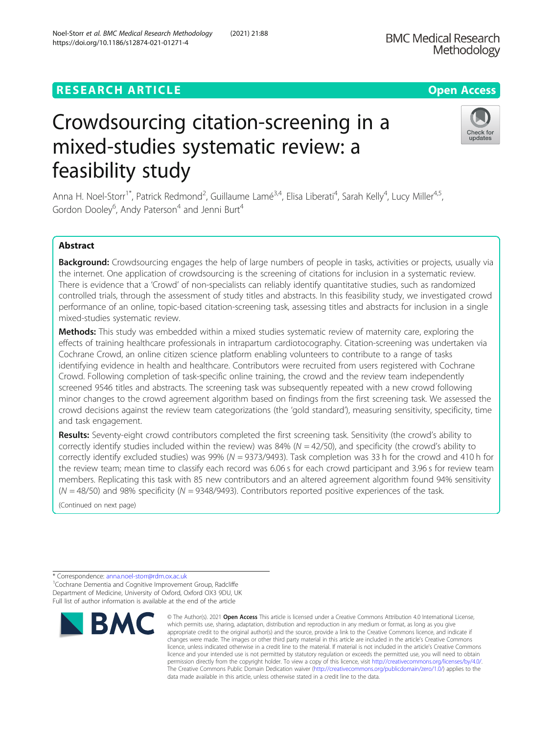RESEARCH ARTICLE

Open Access

# Crowdsourcing citation-screening in a mixed-studies systematic review: a feasibility study

Anna H. Noel-Storr[1*], Patrick Redmond[2], Guillaume Lamé[3,4], Elisa Liberati[4], Sarah Kelly[4], Lucy Miller[4,5], Gordon Dooley[6], Andy Paterson[4] and Jenni Burt[4]

## Abstract

**Background:** Crowdsourcing engages the help of large numbers of people in tasks, activities or projects, usually via the internet. One application of crowdsourcing is the screening of citations for inclusion in a systematic review. There is evidence that a 'Crowd' of non-specialists can reliably identify quantitative studies, such as randomized controlled trials, through the assessment of study titles and abstracts. In this feasibility study, we investigated crowd performance of an online, topic-based citation-screening task, assessing titles and abstracts for inclusion in a single mixed-studies systematic review.

**Methods:** This study was embedded within a mixed studies systematic review of maternity care, exploring the effects of training healthcare professionals in intrapartum cardiotocography. Citation-screening was undertaken via Cochrane Crowd, an online citizen science platform enabling volunteers to contribute to a range of tasks identifying evidence in health and healthcare. Contributors were recruited from users registered with Cochrane Crowd. Following completion of task-specific online training, the crowd and the review team independently screened 9546 titles and abstracts. The screening task was subsequently repeated with a new crowd following minor changes to the crowd agreement algorithm based on findings from the first screening task. We assessed the crowd decisions against the review team categorizations (the 'gold standard'), measuring sensitivity, specificity, time and task engagement.

**Results:** Seventy-eight crowd contributors completed the first screening task. Sensitivity (the crowd's ability to correctly identify studies included within the review) was 84% ($N = 42/50$), and specificity (the crowd's ability to correctly identify excluded studies) was 99% ($N = 9373/9493$). Task completion was 33 h for the crowd and 410 h for the review team; mean time to classify each record was 6.06 s for each crowd participant and 3.96 s for review team members. Replicating this task with 85 new contributors and an altered agreement algorithm found 94% sensitivity ($N = 48/50$) and 98% specificity ($N = 9348/9493$). Contributors reported positive experiences of the task.

(Continued on next page)

\* Correspondence: anna.noel-storr@rdm.ox.ac.uk

[1]Cochrane Dementia and Cognitive Improvement Group, Radcliffe Department of Medicine, University of Oxford, Oxford OX3 9DU, UK

Full list of author information is available at the end of the article

© The Author(s). 2021 **Open Access** This article is licensed under a Creative Commons Attribution 4.0 International License, which permits use, sharing, adaptation, distribution and reproduction in any medium or format, as long as you give appropriate credit to the original author(s) and the source, provide a link to the Creative Commons licence, and indicate if changes were made. The images or other third party material in this article are included in the article's Creative Commons licence, unless indicated otherwise in a credit line to the material. If material is not included in the article's Creative Commons licence and your intended use is not permitted by statutory regulation or exceeds the permitted use, you will need to obtain permission directly from the copyright holder. To view a copy of this licence, visit http://creativecommons.org/licenses/by/4.0/. The Creative Commons Public Domain Dedication waiver (http://creativecommons.org/publicdomain/zero/1.0/) applies to the data made available in this article, unless otherwise stated in a credit line to the data.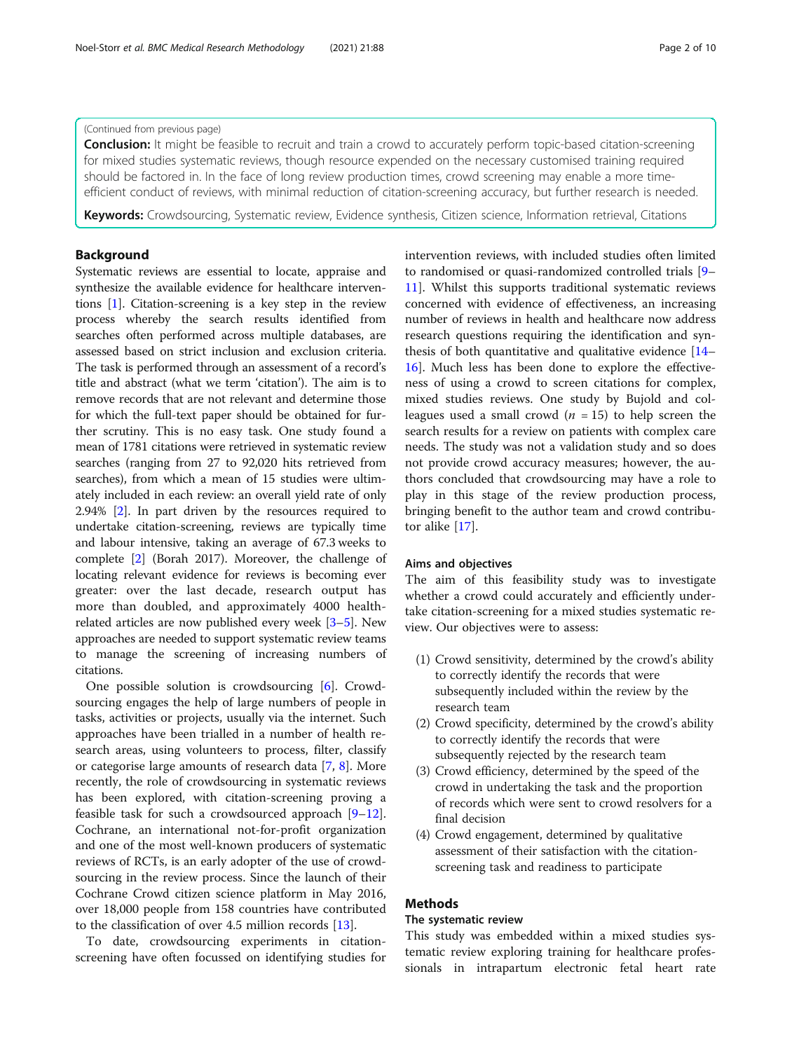(Continued from previous page)

**Conclusion:** It might be feasible to recruit and train a crowd to accurately perform topic-based citation-screening for mixed studies systematic reviews, though resource expended on the necessary customised training required should be factored in. In the face of long review production times, crowd screening may enable a more time-efficient conduct of reviews, with minimal reduction of citation-screening accuracy, but further research is needed.

**Keywords:** Crowdsourcing, Systematic review, Evidence synthesis, Citizen science, Information retrieval, Citations

## Background

Systematic reviews are essential to locate, appraise and synthesize the available evidence for healthcare interventions [1]. Citation-screening is a key step in the review process whereby the search results identified from searches often performed across multiple databases, are assessed based on strict inclusion and exclusion criteria. The task is performed through an assessment of a record's title and abstract (what we term 'citation'). The aim is to remove records that are not relevant and determine those for which the full-text paper should be obtained for further scrutiny. This is no easy task. One study found a mean of 1781 citations were retrieved in systematic review searches (ranging from 27 to 92,020 hits retrieved from searches), from which a mean of 15 studies were ultimately included in each review: an overall yield rate of only 2.94% [2]. In part driven by the resources required to undertake citation-screening, reviews are typically time and labour intensive, taking an average of 67.3 weeks to complete [2] (Borah 2017). Moreover, the challenge of locating relevant evidence for reviews is becoming ever greater: over the last decade, research output has more than doubled, and approximately 4000 health-related articles are now published every week [3–5]. New approaches are needed to support systematic review teams to manage the screening of increasing numbers of citations.

One possible solution is crowdsourcing [6]. Crowdsourcing engages the help of large numbers of people in tasks, activities or projects, usually via the internet. Such approaches have been trialled in a number of health research areas, using volunteers to process, filter, classify or categorise large amounts of research data [7, 8]. More recently, the role of crowdsourcing in systematic reviews has been explored, with citation-screening proving a feasible task for such a crowdsourced approach [9–12]. Cochrane, an international not-for-profit organization and one of the most well-known producers of systematic reviews of RCTs, is an early adopter of the use of crowdsourcing in the review process. Since the launch of their Cochrane Crowd citizen science platform in May 2016, over 18,000 people from 158 countries have contributed to the classification of over 4.5 million records [13].

To date, crowdsourcing experiments in citation-screening have often focussed on identifying studies for intervention reviews, with included studies often limited to randomised or quasi-randomized controlled trials [9–11]. Whilst this supports traditional systematic reviews concerned with evidence of effectiveness, an increasing number of reviews in health and healthcare now address research questions requiring the identification and synthesis of both quantitative and qualitative evidence [14–16]. Much less has been done to explore the effectiveness of using a crowd to screen citations for complex, mixed studies reviews. One study by Bujold and colleagues used a small crowd ($n$ = 15) to help screen the search results for a review on patients with complex care needs. The study was not a validation study and so does not provide crowd accuracy measures; however, the authors concluded that crowdsourcing may have a role to play in this stage of the review production process, bringing benefit to the author team and crowd contributor alike [17].

### Aims and objectives

The aim of this feasibility study was to investigate whether a crowd could accurately and efficiently undertake citation-screening for a mixed studies systematic review. Our objectives were to assess:

(1) Crowd sensitivity, determined by the crowd's ability to correctly identify the records that were subsequently included within the review by the research team
(2) Crowd specificity, determined by the crowd's ability to correctly identify the records that were subsequently rejected by the research team
(3) Crowd efficiency, determined by the speed of the crowd in undertaking the task and the proportion of records which were sent to crowd resolvers for a final decision
(4) Crowd engagement, determined by qualitative assessment of their satisfaction with the citation-screening task and readiness to participate

## Methods

### The systematic review

This study was embedded within a mixed studies systematic review exploring training for healthcare professionals in intrapartum electronic fetal heart rate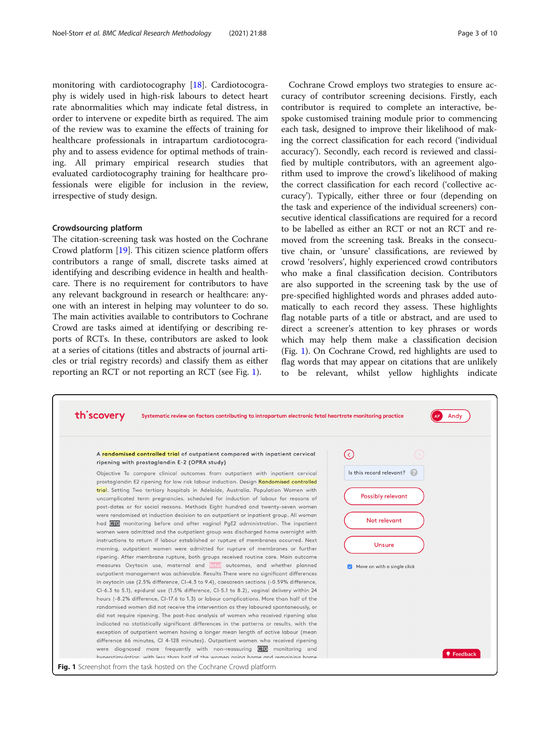monitoring with cardiotocography [18]. Cardiotocography is widely used in high-risk labours to detect heart rate abnormalities which may indicate fetal distress, in order to intervene or expedite birth as required. The aim of the review was to examine the effects of training for healthcare professionals in intrapartum cardiotocography and to assess evidence for optimal methods of training. All primary empirical research studies that evaluated cardiotocography training for healthcare professionals were eligible for inclusion in the review, irrespective of study design.

### Crowdsourcing platform

The citation-screening task was hosted on the Cochrane Crowd platform [19]. This citizen science platform offers contributors a range of small, discrete tasks aimed at identifying and describing evidence in health and healthcare. There is no requirement for contributors to have any relevant background in research or healthcare: anyone with an interest in helping may volunteer to do so. The main activities available to contributors to Cochrane Crowd are tasks aimed at identifying or describing reports of RCTs. In these, contributors are asked to look at a series of citations (titles and abstracts of journal articles or trial registry records) and classify them as either reporting an RCT or not reporting an RCT (see Fig. 1).

Cochrane Crowd employs two strategies to ensure accuracy of contributor screening decisions. Firstly, each contributor is required to complete an interactive, bespoke customised training module prior to commencing each task, designed to improve their likelihood of making the correct classification for each record ('individual accuracy'). Secondly, each record is reviewed and classified by multiple contributors, with an agreement algorithm used to improve the crowd's likelihood of making the correct classification for each record ('collective accuracy'). Typically, either three or four (depending on the task and experience of the individual screeners) consecutive identical classifications are required for a record to be labelled as either an RCT or not an RCT and removed from the screening task. Breaks in the consecutive chain, or 'unsure' classifications, are reviewed by crowd 'resolvers', highly experienced crowd contributors who make a final classification decision. Contributors are also supported in the screening task by the use of pre-specified highlighted words and phrases added automatically to each record they assess. These highlights flag notable parts of a title or abstract, and are used to direct a screener's attention to key phrases or words which may help them make a classification decision (Fig. 1). On Cochrane Crowd, red highlights are used to flag words that may appear on citations that are unlikely to be relevant, whilst yellow highlights indicate

**Fig. 1** Screenshot from the task hosted on the Cochrane Crowd platform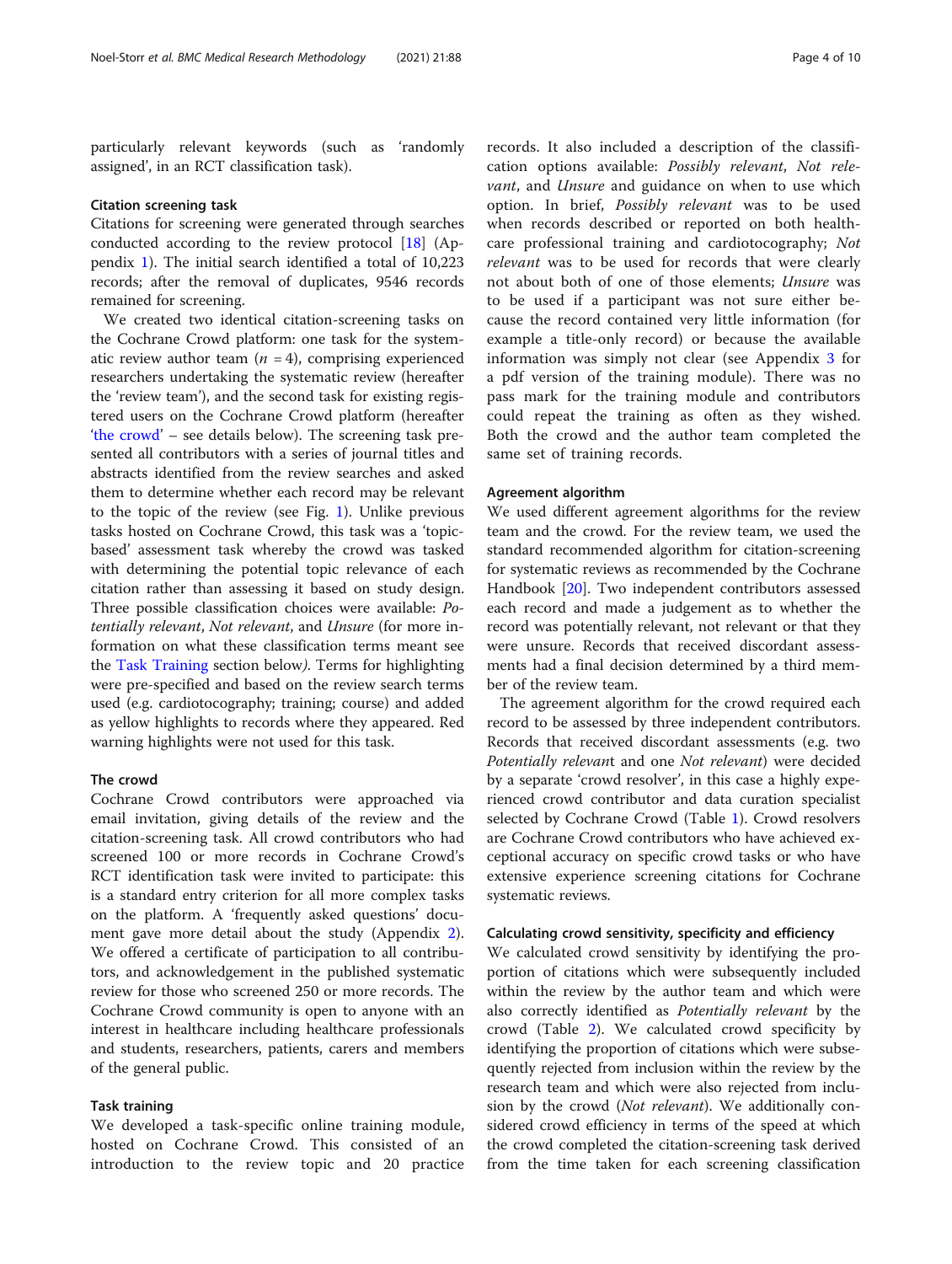particularly relevant keywords (such as 'randomly assigned', in an RCT classification task).

### Citation screening task

Citations for screening were generated through searches conducted according to the review protocol [18] (Appendix 1). The initial search identified a total of 10,223 records; after the removal of duplicates, 9546 records remained for screening.

We created two identical citation-screening tasks on the Cochrane Crowd platform: one task for the systematic review author team ($n = 4$), comprising experienced researchers undertaking the systematic review (hereafter the 'review team'), and the second task for existing registered users on the Cochrane Crowd platform (hereafter 'the crowd' – see details below). The screening task presented all contributors with a series of journal titles and abstracts identified from the review searches and asked them to determine whether each record may be relevant to the topic of the review (see Fig. 1). Unlike previous tasks hosted on Cochrane Crowd, this task was a 'topic-based' assessment task whereby the crowd was tasked with determining the potential topic relevance of each citation rather than assessing it based on study design. Three possible classification choices were available: *Potentially relevant*, *Not relevant*, and *Unsure* (for more information on what these classification terms meant see the Task Training section below). Terms for highlighting were pre-specified and based on the review search terms used (e.g. cardiotocography; training; course) and added as yellow highlights to records where they appeared. Red warning highlights were not used for this task.

### The crowd

Cochrane Crowd contributors were approached via email invitation, giving details of the review and the citation-screening task. All crowd contributors who had screened 100 or more records in Cochrane Crowd's RCT identification task were invited to participate: this is a standard entry criterion for all more complex tasks on the platform. A 'frequently asked questions' document gave more detail about the study (Appendix 2). We offered a certificate of participation to all contributors, and acknowledgement in the published systematic review for those who screened 250 or more records. The Cochrane Crowd community is open to anyone with an interest in healthcare including healthcare professionals and students, researchers, patients, carers and members of the general public.

### Task training

We developed a task-specific online training module, hosted on Cochrane Crowd. This consisted of an introduction to the review topic and 20 practice records. It also included a description of the classification options available: *Possibly relevant*, *Not relevant*, and *Unsure* and guidance on when to use which option. In brief, *Possibly relevant* was to be used when records described or reported on both healthcare professional training and cardiotocography; *Not relevant* was to be used for records that were clearly not about both of one of those elements; *Unsure* was to be used if a participant was not sure either because the record contained very little information (for example a title-only record) or because the available information was simply not clear (see Appendix 3 for a pdf version of the training module). There was no pass mark for the training module and contributors could repeat the training as often as they wished. Both the crowd and the author team completed the same set of training records.

### Agreement algorithm

We used different agreement algorithms for the review team and the crowd. For the review team, we used the standard recommended algorithm for citation-screening for systematic reviews as recommended by the Cochrane Handbook [20]. Two independent contributors assessed each record and made a judgement as to whether the record was potentially relevant, not relevant or that they were unsure. Records that received discordant assessments had a final decision determined by a third member of the review team.

The agreement algorithm for the crowd required each record to be assessed by three independent contributors. Records that received discordant assessments (e.g. two *Potentially relevant* and one *Not relevant*) were decided by a separate 'crowd resolver', in this case a highly experienced crowd contributor and data curation specialist selected by Cochrane Crowd (Table 1). Crowd resolvers are Cochrane Crowd contributors who have achieved exceptional accuracy on specific crowd tasks or who have extensive experience screening citations for Cochrane systematic reviews.

### Calculating crowd sensitivity, specificity and efficiency

We calculated crowd sensitivity by identifying the proportion of citations which were subsequently included within the review by the author team and which were also correctly identified as *Potentially relevant* by the crowd (Table 2). We calculated crowd specificity by identifying the proportion of citations which were subsequently rejected from inclusion within the review by the research team and which were also rejected from inclusion by the crowd (*Not relevant*). We additionally considered crowd efficiency in terms of the speed at which the crowd completed the citation-screening task derived from the time taken for each screening classification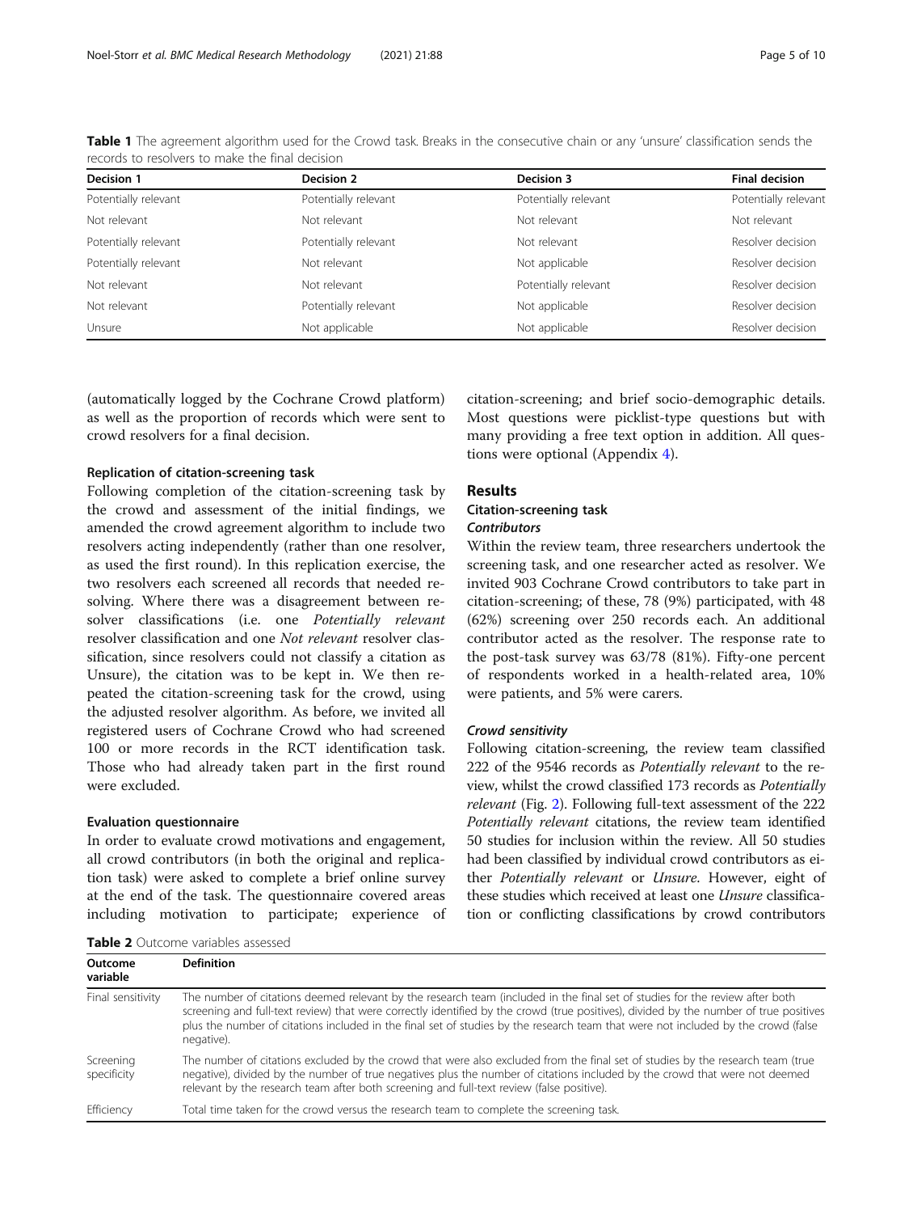**Table 1** The agreement algorithm used for the Crowd task. Breaks in the consecutive chain or any 'unsure' classification sends the records to resolvers to make the final decision

| Decision 1 | Decision 2 | Decision 3 | Final decision |
| --- | --- | --- | --- |
| Potentially relevant | Potentially relevant | Potentially relevant | Potentially relevant |
| Not relevant | Not relevant | Not relevant | Not relevant |
| Potentially relevant | Potentially relevant | Not relevant | Resolver decision |
| Potentially relevant | Not relevant | Not applicable | Resolver decision |
| Not relevant | Not relevant | Potentially relevant | Resolver decision |
| Not relevant | Potentially relevant | Not applicable | Resolver decision |
| Unsure | Not applicable | Not applicable | Resolver decision |

(automatically logged by the Cochrane Crowd platform) as well as the proportion of records which were sent to crowd resolvers for a final decision.

### Replication of citation-screening task

Following completion of the citation-screening task by the crowd and assessment of the initial findings, we amended the crowd agreement algorithm to include two resolvers acting independently (rather than one resolver, as used the first round). In this replication exercise, the two resolvers each screened all records that needed resolving. Where there was a disagreement between resolver classifications (i.e. one *Potentially relevant* resolver classification and one *Not relevant* resolver classification, since resolvers could not classify a citation as Unsure), the citation was to be kept in. We then repeated the citation-screening task for the crowd, using the adjusted resolver algorithm. As before, we invited all registered users of Cochrane Crowd who had screened 100 or more records in the RCT identification task. Those who had already taken part in the first round were excluded.

### Evaluation questionnaire

In order to evaluate crowd motivations and engagement, all crowd contributors (in both the original and replication task) were asked to complete a brief online survey at the end of the task. The questionnaire covered areas including motivation to participate; experience of citation-screening; and brief socio-demographic details. Most questions were picklist-type questions but with many providing a free text option in addition. All questions were optional (Appendix 4).

## Results

### Citation-screening task

#### *Contributors*

Within the review team, three researchers undertook the screening task, and one researcher acted as resolver. We invited 903 Cochrane Crowd contributors to take part in citation-screening; of these, 78 (9%) participated, with 48 (62%) screening over 250 records each. An additional contributor acted as the resolver. The response rate to the post-task survey was 63/78 (81%). Fifty-one percent of respondents worked in a health-related area, 10% were patients, and 5% were carers.

#### *Crowd sensitivity*

Following citation-screening, the review team classified 222 of the 9546 records as *Potentially relevant* to the review, whilst the crowd classified 173 records as *Potentially relevant* (Fig. 2). Following full-text assessment of the 222 *Potentially relevant* citations, the review team identified 50 studies for inclusion within the review. All 50 studies had been classified by individual crowd contributors as either *Potentially relevant* or *Unsure*. However, eight of these studies which received at least one *Unsure* classification or conflicting classifications by crowd contributors

**Table 2** Outcome variables assessed

| Outcome variable | Definition |
| --- | --- |
| Final sensitivity | The number of citations deemed relevant by the research team (included in the final set of studies for the review after both screening and full-text review) that were correctly identified by the crowd (true positives), divided by the number of true positives plus the number of citations included in the final set of studies by the research team that were not included by the crowd (false negative). |
| Screening specificity | The number of citations excluded by the crowd that were also excluded from the final set of studies by the research team (true negative), divided by the number of true negatives plus the number of citations included by the crowd that were not deemed relevant by the research team after both screening and full-text review (false positive). |
| Efficiency | Total time taken for the crowd versus the research team to complete the screening task. |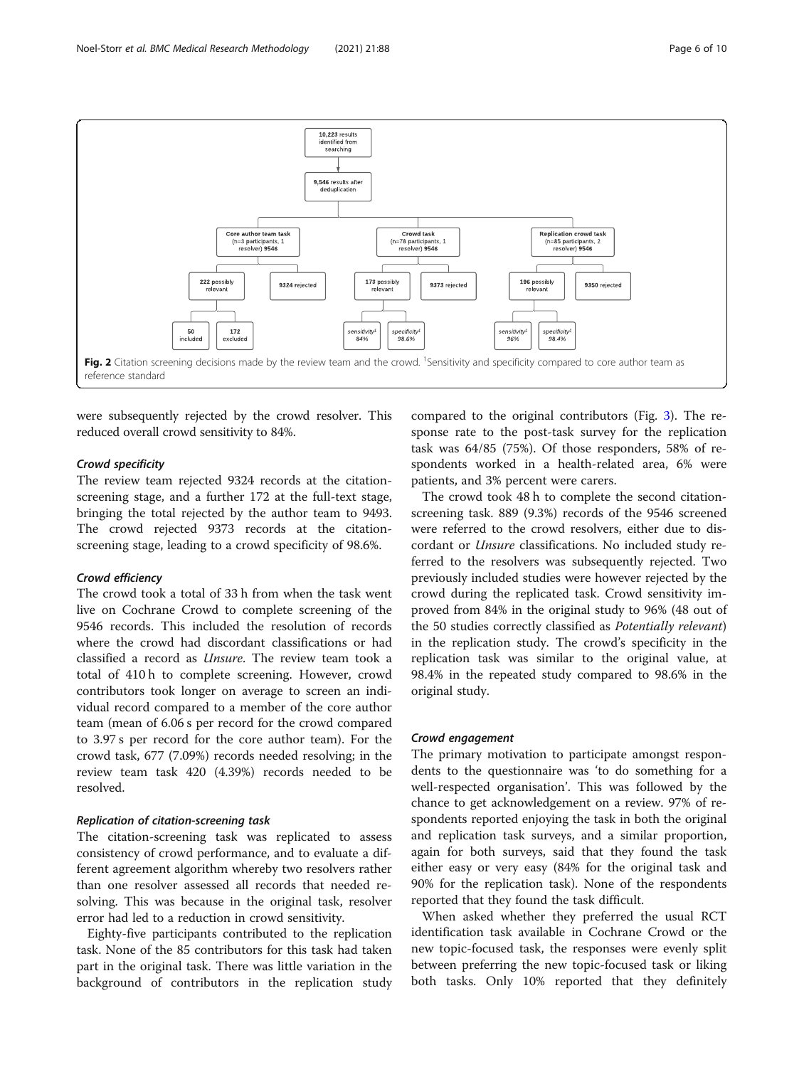Fig. 2 Citation screening decisions made by the review team and the crowd. [1]Sensitivity and specificity compared to core author team as reference standard

were subsequently rejected by the crowd resolver. This reduced overall crowd sensitivity to 84%.

### Crowd specificity

The review team rejected 9324 records at the citation-screening stage, and a further 172 at the full-text stage, bringing the total rejected by the author team to 9493. The crowd rejected 9373 records at the citation-screening stage, leading to a crowd specificity of 98.6%.

### Crowd efficiency

The crowd took a total of 33 h from when the task went live on Cochrane Crowd to complete screening of the 9546 records. This included the resolution of records where the crowd had discordant classifications or had classified a record as *Unsure*. The review team took a total of 410 h to complete screening. However, crowd contributors took longer on average to screen an individual record compared to a member of the core author team (mean of 6.06 s per record for the crowd compared to 3.97 s per record for the core author team). For the crowd task, 677 (7.09%) records needed resolving; in the review team task 420 (4.39%) records needed to be resolved.

### Replication of citation-screening task

The citation-screening task was replicated to assess consistency of crowd performance, and to evaluate a different agreement algorithm whereby two resolvers rather than one resolver assessed all records that needed resolving. This was because in the original task, resolver error had led to a reduction in crowd sensitivity.

Eighty-five participants contributed to the replication task. None of the 85 contributors for this task had taken part in the original task. There was little variation in the background of contributors in the replication study compared to the original contributors (Fig. 3). The response rate to the post-task survey for the replication task was 64/85 (75%). Of those responders, 58% of respondents worked in a health-related area, 6% were patients, and 3% percent were carers.

The crowd took 48 h to complete the second citation-screening task. 889 (9.3%) records of the 9546 screened were referred to the crowd resolvers, either due to discordant or *Unsure* classifications. No included study referred to the resolvers was subsequently rejected. Two previously included studies were however rejected by the crowd during the replicated task. Crowd sensitivity improved from 84% in the original study to 96% (48 out of the 50 studies correctly classified as *Potentially relevant*) in the replication study. The crowd's specificity in the replication task was similar to the original value, at 98.4% in the repeated study compared to 98.6% in the original study.

### Crowd engagement

The primary motivation to participate amongst respondents to the questionnaire was 'to do something for a well-respected organisation'. This was followed by the chance to get acknowledgement on a review. 97% of respondents reported enjoying the task in both the original and replication task surveys, and a similar proportion, again for both surveys, said that they found the task either easy or very easy (84% for the original task and 90% for the replication task). None of the respondents reported that they found the task difficult.

When asked whether they preferred the usual RCT identification task available in Cochrane Crowd or the new topic-focused task, the responses were evenly split between preferring the new topic-focused task or liking both tasks. Only 10% reported that they definitely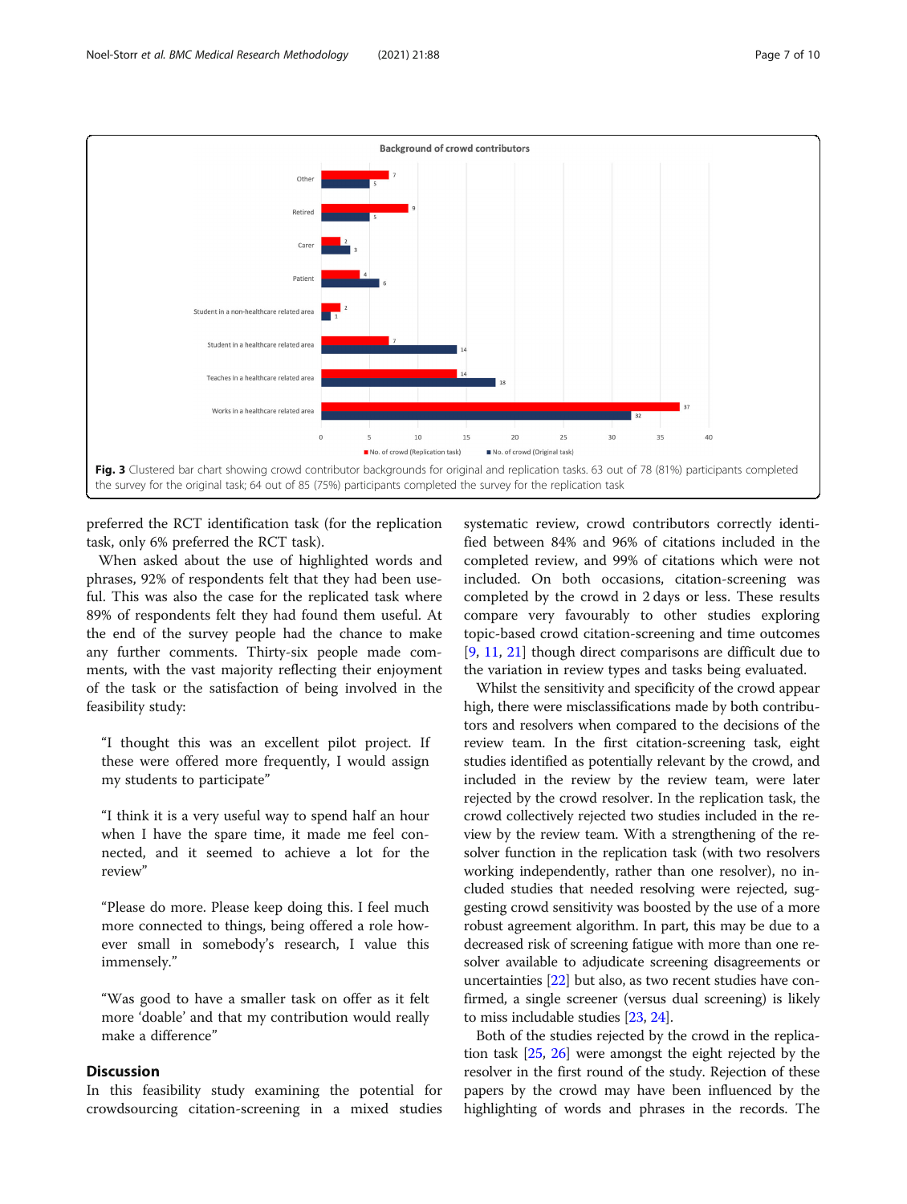Fig. 3 Clustered bar chart showing crowd contributor backgrounds for original and replication tasks. 63 out of 78 (81%) participants completed the survey for the original task; 64 out of 85 (75%) participants completed the survey for the replication task

preferred the RCT identification task (for the replication task, only 6% preferred the RCT task).

When asked about the use of highlighted words and phrases, 92% of respondents felt that they had been useful. This was also the case for the replicated task where 89% of respondents felt they had found them useful. At the end of the survey people had the chance to make any further comments. Thirty-six people made comments, with the vast majority reflecting their enjoyment of the task or the satisfaction of being involved in the feasibility study:

> "I thought this was an excellent pilot project. If these were offered more frequently, I would assign my students to participate"

> "I think it is a very useful way to spend half an hour when I have the spare time, it made me feel connected, and it seemed to achieve a lot for the review"

> "Please do more. Please keep doing this. I feel much more connected to things, being offered a role however small in somebody's research, I value this immensely."

> "Was good to have a smaller task on offer as it felt more 'doable' and that my contribution would really make a difference"

## Discussion

In this feasibility study examining the potential for crowdsourcing citation-screening in a mixed studies systematic review, crowd contributors correctly identified between 84% and 96% of citations included in the completed review, and 99% of citations which were not included. On both occasions, citation-screening was completed by the crowd in 2 days or less. These results compare very favourably to other studies exploring topic-based crowd citation-screening and time outcomes [9, 11, 21] though direct comparisons are difficult due to the variation in review types and tasks being evaluated.

Whilst the sensitivity and specificity of the crowd appear high, there were misclassifications made by both contributors and resolvers when compared to the decisions of the review team. In the first citation-screening task, eight studies identified as potentially relevant by the crowd, and included in the review by the review team, were later rejected by the crowd resolver. In the replication task, the crowd collectively rejected two studies included in the review by the review team. With a strengthening of the resolver function in the replication task (with two resolvers working independently, rather than one resolver), no included studies that needed resolving were rejected, suggesting crowd sensitivity was boosted by the use of a more robust agreement algorithm. In part, this may be due to a decreased risk of screening fatigue with more than one resolver available to adjudicate screening disagreements or uncertainties [22] but also, as two recent studies have confirmed, a single screener (versus dual screening) is likely to miss includable studies [23, 24].

Both of the studies rejected by the crowd in the replication task [25, 26] were amongst the eight rejected by the resolver in the first round of the study. Rejection of these papers by the crowd may have been influenced by the highlighting of words and phrases in the records. The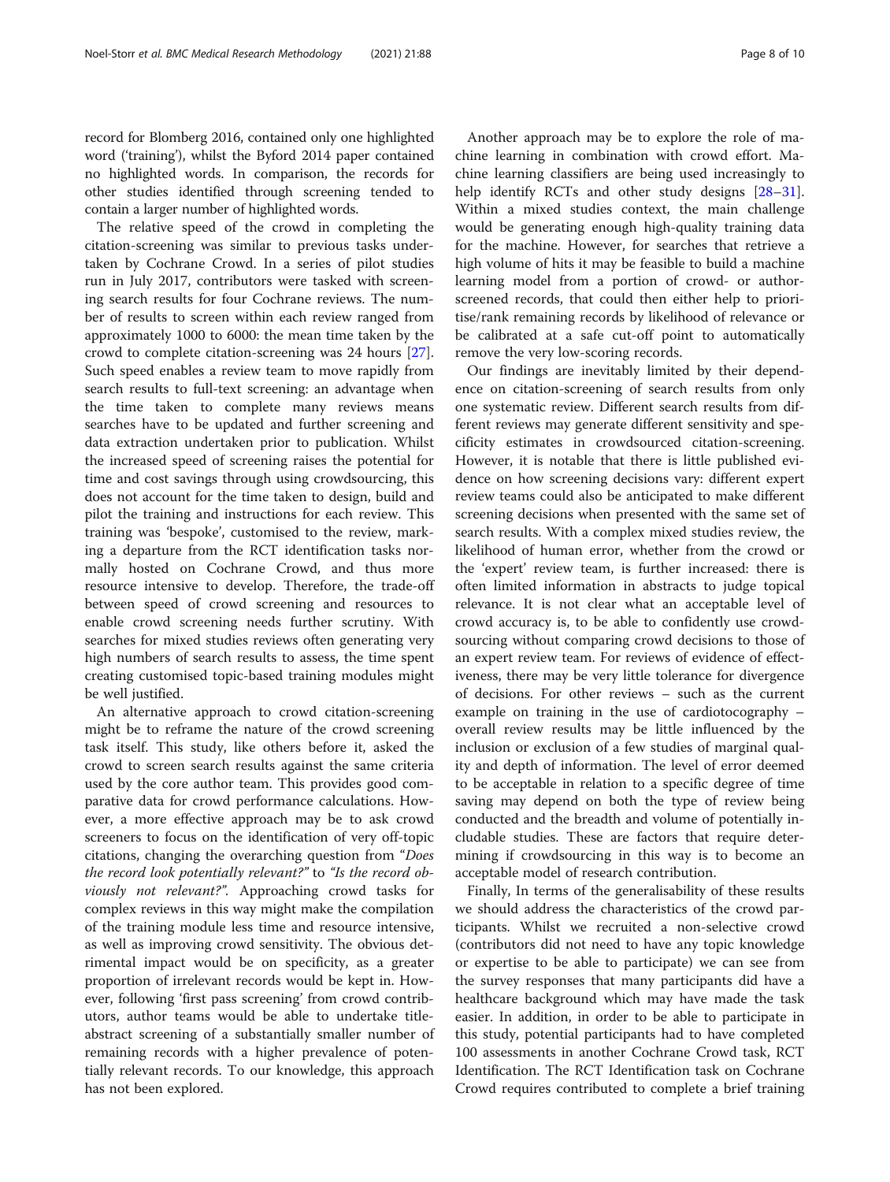record for Blomberg 2016, contained only one highlighted word ('training'), whilst the Byford 2014 paper contained no highlighted words. In comparison, the records for other studies identified through screening tended to contain a larger number of highlighted words.

The relative speed of the crowd in completing the citation-screening was similar to previous tasks undertaken by Cochrane Crowd. In a series of pilot studies run in July 2017, contributors were tasked with screening search results for four Cochrane reviews. The number of results to screen within each review ranged from approximately 1000 to 6000: the mean time taken by the crowd to complete citation-screening was 24 hours [27]. Such speed enables a review team to move rapidly from search results to full-text screening: an advantage when the time taken to complete many reviews means searches have to be updated and further screening and data extraction undertaken prior to publication. Whilst the increased speed of screening raises the potential for time and cost savings through using crowdsourcing, this does not account for the time taken to design, build and pilot the training and instructions for each review. This training was 'bespoke', customised to the review, marking a departure from the RCT identification tasks normally hosted on Cochrane Crowd, and thus more resource intensive to develop. Therefore, the trade-off between speed of crowd screening and resources to enable crowd screening needs further scrutiny. With searches for mixed studies reviews often generating very high numbers of search results to assess, the time spent creating customised topic-based training modules might be well justified.

An alternative approach to crowd citation-screening might be to reframe the nature of the crowd screening task itself. This study, like others before it, asked the crowd to screen search results against the same criteria used by the core author team. This provides good comparative data for crowd performance calculations. However, a more effective approach may be to ask crowd screeners to focus on the identification of very off-topic citations, changing the overarching question from *"Does the record look potentially relevant?"* to *"Is the record obviously not relevant?"*. Approaching crowd tasks for complex reviews in this way might make the compilation of the training module less time and resource intensive, as well as improving crowd sensitivity. The obvious detrimental impact would be on specificity, as a greater proportion of irrelevant records would be kept in. However, following 'first pass screening' from crowd contributors, author teams would be able to undertake title-abstract screening of a substantially smaller number of remaining records with a higher prevalence of potentially relevant records. To our knowledge, this approach has not been explored.

Another approach may be to explore the role of machine learning in combination with crowd effort. Machine learning classifiers are being used increasingly to help identify RCTs and other study designs [28–31]. Within a mixed studies context, the main challenge would be generating enough high-quality training data for the machine. However, for searches that retrieve a high volume of hits it may be feasible to build a machine learning model from a portion of crowd- or author-screened records, that could then either help to prioritise/rank remaining records by likelihood of relevance or be calibrated at a safe cut-off point to automatically remove the very low-scoring records.

Our findings are inevitably limited by their dependence on citation-screening of search results from only one systematic review. Different search results from different reviews may generate different sensitivity and specificity estimates in crowdsourced citation-screening. However, it is notable that there is little published evidence on how screening decisions vary: different expert review teams could also be anticipated to make different screening decisions when presented with the same set of search results. With a complex mixed studies review, the likelihood of human error, whether from the crowd or the 'expert' review team, is further increased: there is often limited information in abstracts to judge topical relevance. It is not clear what an acceptable level of crowd accuracy is, to be able to confidently use crowdsourcing without comparing crowd decisions to those of an expert review team. For reviews of evidence of effectiveness, there may be very little tolerance for divergence of decisions. For other reviews – such as the current example on training in the use of cardiotocography – overall review results may be little influenced by the inclusion or exclusion of a few studies of marginal quality and depth of information. The level of error deemed to be acceptable in relation to a specific degree of time saving may depend on both the type of review being conducted and the breadth and volume of potentially includable studies. These are factors that require determining if crowdsourcing in this way is to become an acceptable model of research contribution.

Finally, In terms of the generalisability of these results we should address the characteristics of the crowd participants. Whilst we recruited a non-selective crowd (contributors did not need to have any topic knowledge or expertise to be able to participate) we can see from the survey responses that many participants did have a healthcare background which may have made the task easier. In addition, in order to be able to participate in this study, potential participants had to have completed 100 assessments in another Cochrane Crowd task, RCT Identification. The RCT Identification task on Cochrane Crowd requires contributed to complete a brief training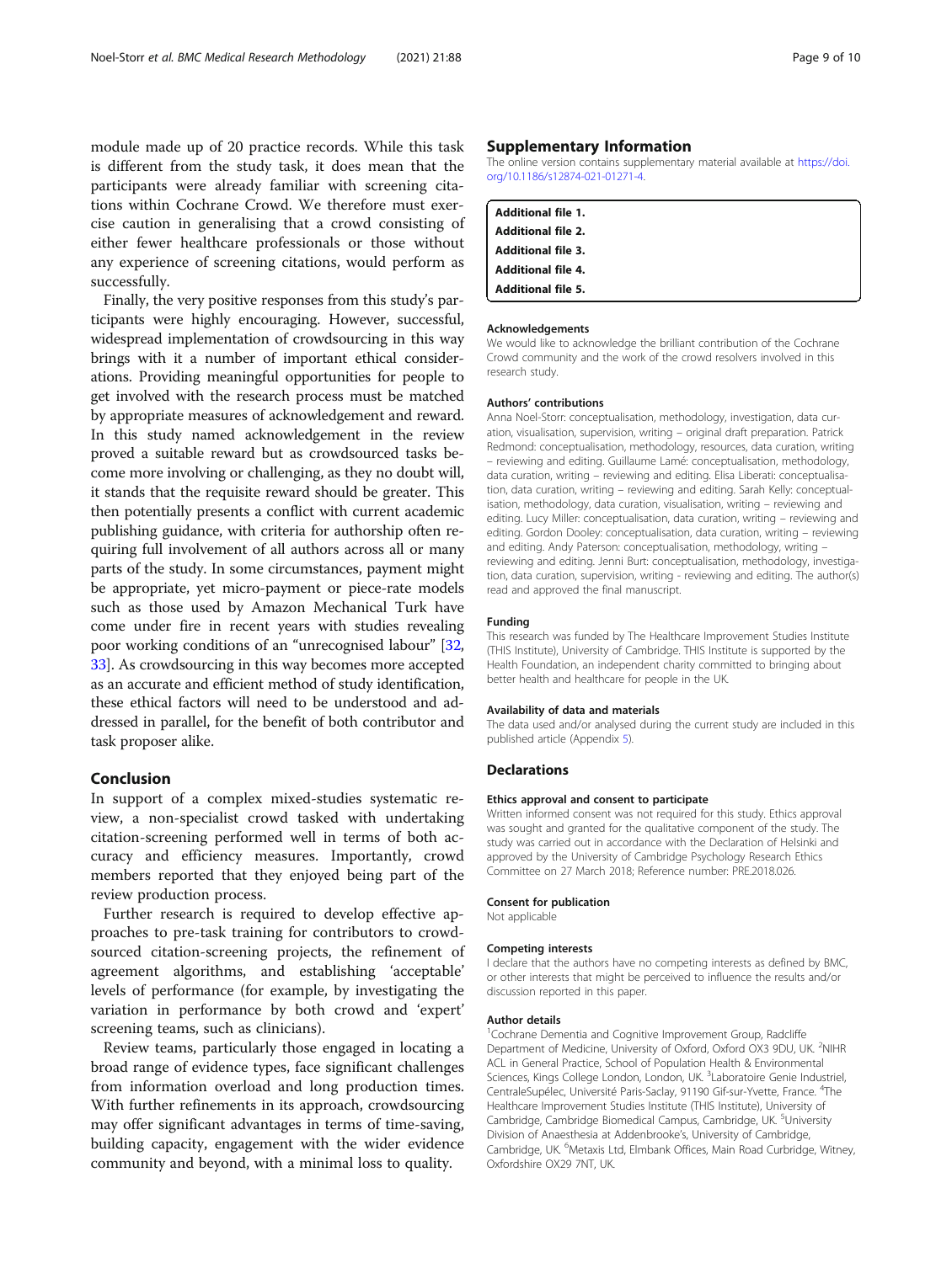module made up of 20 practice records. While this task is different from the study task, it does mean that the participants were already familiar with screening citations within Cochrane Crowd. We therefore must exercise caution in generalising that a crowd consisting of either fewer healthcare professionals or those without any experience of screening citations, would perform as successfully.

Finally, the very positive responses from this study's participants were highly encouraging. However, successful, widespread implementation of crowdsourcing in this way brings with it a number of important ethical considerations. Providing meaningful opportunities for people to get involved with the research process must be matched by appropriate measures of acknowledgement and reward. In this study named acknowledgement in the review proved a suitable reward but as crowdsourced tasks become more involving or challenging, as they no doubt will, it stands that the requisite reward should be greater. This then potentially presents a conflict with current academic publishing guidance, with criteria for authorship often requiring full involvement of all authors across all or many parts of the study. In some circumstances, payment might be appropriate, yet micro-payment or piece-rate models such as those used by Amazon Mechanical Turk have come under fire in recent years with studies revealing poor working conditions of an "unrecognised labour" [32, 33]. As crowdsourcing in this way becomes more accepted as an accurate and efficient method of study identification, these ethical factors will need to be understood and addressed in parallel, for the benefit of both contributor and task proposer alike.

## Conclusion

In support of a complex mixed-studies systematic review, a non-specialist crowd tasked with undertaking citation-screening performed well in terms of both accuracy and efficiency measures. Importantly, crowd members reported that they enjoyed being part of the review production process.

Further research is required to develop effective approaches to pre-task training for contributors to crowdsourced citation-screening projects, the refinement of agreement algorithms, and establishing 'acceptable' levels of performance (for example, by investigating the variation in performance by both crowd and 'expert' screening teams, such as clinicians).

Review teams, particularly those engaged in locating a broad range of evidence types, face significant challenges from information overload and long production times. With further refinements in its approach, crowdsourcing may offer significant advantages in terms of time-saving, building capacity, engagement with the wider evidence community and beyond, with a minimal loss to quality.

## Supplementary Information

The online version contains supplementary material available at https://doi.org/10.1186/s12874-021-01271-4.

**Additional file 1.**
**Additional file 2.**
**Additional file 3.**
**Additional file 4.**
**Additional file 5.**

### Acknowledgements

We would like to acknowledge the brilliant contribution of the Cochrane Crowd community and the work of the crowd resolvers involved in this research study.

### Authors' contributions

Anna Noel-Storr: conceptualisation, methodology, investigation, data curation, visualisation, supervision, writing – original draft preparation. Patrick Redmond: conceptualisation, methodology, resources, data curation, writing – reviewing and editing. Guillaume Lamé: conceptualisation, methodology, data curation, writing – reviewing and editing. Elisa Liberati: conceptualisation, data curation, writing – reviewing and editing. Sarah Kelly: conceptualisation, methodology, data curation, visualisation, writing – reviewing and editing. Lucy Miller: conceptualisation, data curation, writing – reviewing and editing. Gordon Dooley: conceptualisation, data curation, writing – reviewing and editing. Andy Paterson: conceptualisation, methodology, writing – reviewing and editing. Jenni Burt: conceptualisation, methodology, investigation, data curation, supervision, writing - reviewing and editing. The author(s) read and approved the final manuscript.

### Funding

This research was funded by The Healthcare Improvement Studies Institute (THIS Institute), University of Cambridge. THIS Institute is supported by the Health Foundation, an independent charity committed to bringing about better health and healthcare for people in the UK.

### Availability of data and materials

The data used and/or analysed during the current study are included in this published article (Appendix 5).

## Declarations

### Ethics approval and consent to participate

Written informed consent was not required for this study. Ethics approval was sought and granted for the qualitative component of the study. The study was carried out in accordance with the Declaration of Helsinki and approved by the University of Cambridge Psychology Research Ethics Committee on 27 March 2018; Reference number: PRE.2018.026.

### Consent for publication

Not applicable

### Competing interests

I declare that the authors have no competing interests as defined by BMC, or other interests that might be perceived to influence the results and/or discussion reported in this paper.

### Author details

[1]Cochrane Dementia and Cognitive Improvement Group, Radcliffe Department of Medicine, University of Oxford, Oxford OX3 9DU, UK. [2]NIHR ACL in General Practice, School of Population Health & Environmental Sciences, Kings College London, London, UK. [3]Laboratoire Genie Industriel, CentraleSupélec, Université Paris-Saclay, 91190 Gif-sur-Yvette, France. [4]The Healthcare Improvement Studies Institute (THIS Institute), University of Cambridge, Cambridge Biomedical Campus, Cambridge, UK. [5]University Division of Anaesthesia at Addenbrooke's, University of Cambridge, Cambridge, UK. [6]Metaxis Ltd, Elmbank Offices, Main Road Curbridge, Witney, Oxfordshire OX29 7NT, UK.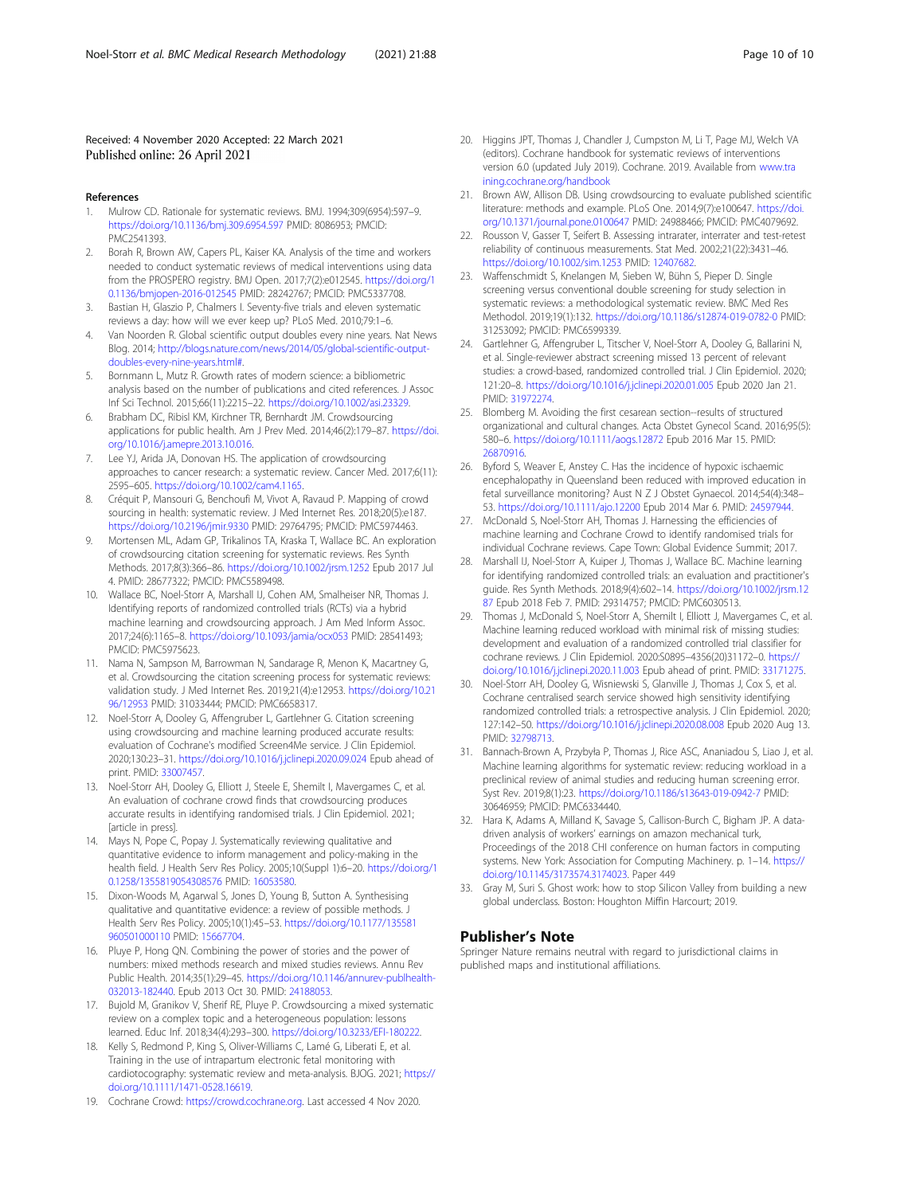Received: 4 November 2020 Accepted: 22 March 2021
Published online: 26 April 2021

### References

1. Mulrow CD. Rationale for systematic reviews. BMJ. 1994;309(6954):597–9. https://doi.org/10.1136/bmj.309.6954.597 PMID: 8086953; PMCID: PMC2541393.
2. Borah R, Brown AW, Capers PL, Kaiser KA. Analysis of the time and workers needed to conduct systematic reviews of medical interventions using data from the PROSPERO registry. BMJ Open. 2017;7(2):e012545. https://doi.org/10.1136/bmjopen-2016-012545 PMID: 28242767; PMCID: PMC5337708.
3. Bastian H, Glaszio P, Chalmers I. Seventy-five trials and eleven systematic reviews a day: how will we ever keep up? PLoS Med. 2010;79:1–6.
4. Van Noorden R. Global scientific output doubles every nine years. Nat News Blog. 2014; http://blogs.nature.com/news/2014/05/global-scientific-output-doubles-every-nine-years.html#.
5. Bornmann L, Mutz R. Growth rates of modern science: a bibliometric analysis based on the number of publications and cited references. J Assoc Inf Sci Technol. 2015;66(11):2215–22. https://doi.org/10.1002/asi.23329.
6. Brabham DC, Ribisl KM, Kirchner TR, Bernhardt JM. Crowdsourcing applications for public health. Am J Prev Med. 2014;46(2):179–87. https://doi.org/10.1016/j.amepre.2013.10.016.
7. Lee YJ, Arida JA, Donovan HS. The application of crowdsourcing approaches to cancer research: a systematic review. Cancer Med. 2017;6(11):2595–605. https://doi.org/10.1002/cam4.1165.
8. Créquit P, Mansouri G, Benchoufi M, Vivot A, Ravaud P. Mapping of crowd sourcing in health: systematic review. J Med Internet Res. 2018;20(5):e187. https://doi.org/10.2196/jmir.9330 PMID: 29764795; PMCID: PMC5974463.
9. Mortensen ML, Adam GP, Trikalinos TA, Kraska T, Wallace BC. An exploration of crowdsourcing citation screening for systematic reviews. Res Synth Methods. 2017;8(3):366–86. https://doi.org/10.1002/jrsm.1252 Epub 2017 Jul 4. PMID: 28677322; PMCID: PMC5589498.
10. Wallace BC, Noel-Storr A, Marshall IJ, Cohen AM, Smalheiser NR, Thomas J. Identifying reports of randomized controlled trials (RCTs) via a hybrid machine learning and crowdsourcing approach. J Am Med Inform Assoc. 2017;24(6):1165–8. https://doi.org/10.1093/jamia/ocx053 PMID: 28541493; PMCID: PMC5975623.
11. Nama N, Sampson M, Barrowman N, Sandarage R, Menon K, Macartney G, et al. Crowdsourcing the citation screening process for systematic reviews: validation study. J Med Internet Res. 2019;21(4):e12953. https://doi.org/10.2196/12953 PMID: 31033444; PMCID: PMC6658317.
12. Noel-Storr A, Dooley G, Affengruber L, Gartlehner G. Citation screening using crowdsourcing and machine learning produced accurate results: evaluation of Cochrane's modified Screen4Me service. J Clin Epidemiol. 2020;130:23–31. https://doi.org/10.1016/j.jclinepi.2020.09.024 Epub ahead of print. PMID: 33007457.
13. Noel-Storr AH, Dooley G, Elliott J, Steele E, Shemilt I, Mavergames C, et al. An evaluation of cochrane crowd finds that crowdsourcing produces accurate results in identifying randomised trials. J Clin Epidemiol. 2021; [article in press].
14. Mays N, Pope C, Popay J. Systematically reviewing qualitative and quantitative evidence to inform management and policy-making in the health field. J Health Serv Res Policy. 2005;10(Suppl 1):6–20. https://doi.org/10.1258/1355819054308576 PMID: 16053580.
15. Dixon-Woods M, Agarwal S, Jones D, Young B, Sutton A. Synthesising qualitative and quantitative evidence: a review of possible methods. J Health Serv Res Policy. 2005;10(1):45–53. https://doi.org/10.1177/135581960501000110 PMID: 15667704.
16. Pluye P, Hong QN. Combining the power of stories and the power of numbers: mixed methods research and mixed studies reviews. Annu Rev Public Health. 2014;35(1):29–45. https://doi.org/10.1146/annurev-publhealth-032013-182440. Epub 2013 Oct 30. PMID: 24188053.
17. Bujold M, Granikov V, Sherif RE, Pluye P. Crowdsourcing a mixed systematic review on a complex topic and a heterogeneous population: lessons learned. Educ Inf. 2018;34(4):293–300. https://doi.org/10.3233/EFI-180222.
18. Kelly S, Redmond P, King S, Oliver-Williams C, Lamé G, Liberati E, et al. Training in the use of intrapartum electronic fetal monitoring with cardiotocography: systematic review and meta-analysis. BJOG. 2021; https://doi.org/10.1111/1471-0528.16619.
19. Cochrane Crowd: https://crowd.cochrane.org. Last accessed 4 Nov 2020.
20. Higgins JPT, Thomas J, Chandler J, Cumpston M, Li T, Page MJ, Welch VA (editors). Cochrane handbook for systematic reviews of interventions version 6.0 (updated July 2019). Cochrane. 2019. Available from www.training.cochrane.org/handbook
21. Brown AW, Allison DB. Using crowdsourcing to evaluate published scientific literature: methods and example. PLoS One. 2014;9(7):e100647. https://doi.org/10.1371/journal.pone.0100647 PMID: 24988466; PMCID: PMC4079692.
22. Rousson V, Gasser T, Seifert B. Assessing intrarater, interrater and test-retest reliability of continuous measurements. Stat Med. 2002;21(22):3431–46. https://doi.org/10.1002/sim.1253 PMID: 12407682.
23. Waffenschmidt S, Knelangen M, Sieben W, Bühn S, Pieper D. Single screening versus conventional double screening for study selection in systematic reviews: a methodological systematic review. BMC Med Res Methodol. 2019;19(1):132. https://doi.org/10.1186/s12874-019-0782-0 PMID: 31253092; PMCID: PMC6599339.
24. Gartlehner G, Affengruber L, Titscher V, Noel-Storr A, Dooley G, Ballarini N, et al. Single-reviewer abstract screening missed 13 percent of relevant studies: a crowd-based, randomized controlled trial. J Clin Epidemiol. 2020;121:20–8. https://doi.org/10.1016/j.jclinepi.2020.01.005 Epub 2020 Jan 21. PMID: 31972274.
25. Blomberg M. Avoiding the first cesarean section--results of structured organizational and cultural changes. Acta Obstet Gynecol Scand. 2016;95(5):580–6. https://doi.org/10.1111/aogs.12872 Epub 2016 Mar 15. PMID: 26870916.
26. Byford S, Weaver E, Anstey C. Has the incidence of hypoxic ischaemic encephalopathy in Queensland been reduced with improved education in fetal surveillance monitoring? Aust N Z J Obstet Gynaecol. 2014;54(4):348–53. https://doi.org/10.1111/ajo.12200 Epub 2014 Mar 6. PMID: 24597944.
27. McDonald S, Noel-Storr AH, Thomas J. Harnessing the efficiencies of machine learning and Cochrane Crowd to identify randomised trials for individual Cochrane reviews. Cape Town: Global Evidence Summit; 2017.
28. Marshall IJ, Noel-Storr A, Kuiper J, Thomas J, Wallace BC. Machine learning for identifying randomized controlled trials: an evaluation and practitioner's guide. Res Synth Methods. 2018;9(4):602–14. https://doi.org/10.1002/jrsm.1287 Epub 2018 Feb 7. PMID: 29314757; PMCID: PMC6030513.
29. Thomas J, McDonald S, Noel-Storr A, Shemilt I, Elliott J, Mavergames C, et al. Machine learning reduced workload with minimal risk of missing studies: development and evaluation of a randomized controlled trial classifier for cochrane reviews. J Clin Epidemiol. 2020:S0895–4356(20)31172–0. https://doi.org/10.1016/j.jclinepi.2020.11.003 Epub ahead of print. PMID: 33171275.
30. Noel-Storr AH, Dooley G, Wisniewski S, Glanville J, Thomas J, Cox S, et al. Cochrane centralised search service showed high sensitivity identifying randomized controlled trials: a retrospective analysis. J Clin Epidemiol. 2020;127:142–50. https://doi.org/10.1016/j.jclinepi.2020.08.008 Epub 2020 Aug 13. PMID: 32798713.
31. Bannach-Brown A, Przybyła P, Thomas J, Rice ASC, Ananiadou S, Liao J, et al. Machine learning algorithms for systematic review: reducing workload in a preclinical review of animal studies and reducing human screening error. Syst Rev. 2019;8(1):23. https://doi.org/10.1186/s13643-019-0942-7 PMID: 30646959; PMCID: PMC6334440.
32. Hara K, Adams A, Milland K, Savage S, Callison-Burch C, Bigham JP. A data-driven analysis of workers' earnings on amazon mechanical turk, Proceedings of the 2018 CHI conference on human factors in computing systems. New York: Association for Computing Machinery. p. 1–14. https://doi.org/10.1145/3173574.3174023. Paper 449
33. Gray M, Suri S. Ghost work: how to stop Silicon Valley from building a new global underclass. Boston: Houghton Mifflin Harcourt; 2019.

## Publisher's Note

Springer Nature remains neutral with regard to jurisdictional claims in published maps and institutional affiliations.